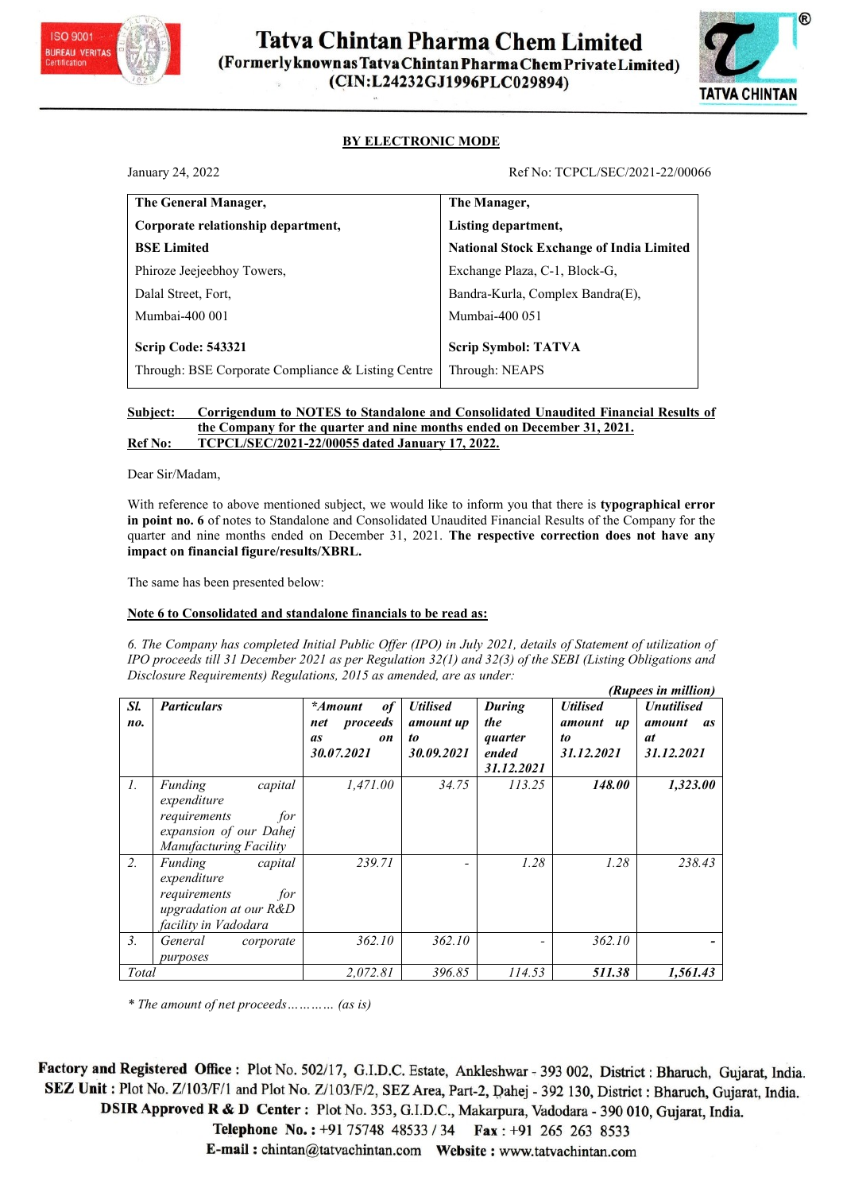# Tatva Chintan Pharma Chem Limited

**(Formerly known as Tatva Chintan Pharma Chem Private Limited)**
**(CIN:L24232GJ1996PLC029894)**

**BY ELECTRONIC MODE**

January 24, 2022 Ref No: TCPCL/SEC/2021-22/00066

| **The General Manager,** | **The Manager,** |
|---|---|
| **Corporate relationship department,** | **Listing department,** |
| **BSE Limited** | **National Stock Exchange of India Limited** |
| Phiroze Jeejeebhoy Towers, | Exchange Plaza, C-1, Block-G, |
| Dalal Street, Fort, | Bandra-Kurla, Complex Bandra(E), |
| Mumbai-400 001 | Mumbai-400 051 |
| **Scrip Code: 543321** | **Scrip Symbol: TATVA** |
| Through: BSE Corporate Compliance & Listing Centre | Through: NEAPS |

**Subject: Corrigendum to NOTES to Standalone and Consolidated Unaudited Financial Results of the Company for the quarter and nine months ended on December 31, 2021.**
**Ref No: TCPCL/SEC/2021-22/00055 dated January 17, 2022.**

Dear Sir/Madam,

With reference to above mentioned subject, we would like to inform you that there is **typographical error in point no. 6** of notes to Standalone and Consolidated Unaudited Financial Results of the Company for the quarter and nine months ended on December 31, 2021. **The respective correction does not have any impact on financial figure/results/XBRL.**

The same has been presented below:

**Note 6 to Consolidated and standalone financials to be read as:**

*6. The Company has completed Initial Public Offer (IPO) in July 2021, details of Statement of utilization of IPO proceeds till 31 December 2021 as per Regulation 32(1) and 32(3) of the SEBI (Listing Obligations and Disclosure Requirements) Regulations, 2015 as amended, are as under:*

***(Rupees in million)***

| *Sl. no.* | *Particulars* | *\*Amount of net proceeds as on 30.07.2021* | *Utilised amount up to 30.09.2021* | *During the quarter ended 31.12.2021* | *Utilised amount up to 31.12.2021* | *Unutilised amount as at 31.12.2021* |
|---|---|---|---|---|---|---|
| *1.* | *Funding capital expenditure requirements for expansion of our Dahej Manufacturing Facility* | *1,471.00* | *34.75* | *113.25* | ***148.00*** | ***1,323.00*** |
| *2.* | *Funding capital expenditure requirements for upgradation at our R&D facility in Vadodara* | *239.71* | *-* | *1.28* | *1.28* | *238.43* |
| *3.* | *General corporate purposes* | *362.10* | *362.10* | *-* | *362.10* | *-* |
| *Total* | | *2,072.81* | *396.85* | *114.53* | ***511.38*** | ***1,561.43*** |

*\* The amount of net proceeds………… (as is)*

**Factory and Registered Office :** Plot No. 502/17, G.I.D.C. Estate, Ankleshwar - 393 002, District : Bharuch, Gujarat, India.
**SEZ Unit :** Plot No. Z/103/F/1 and Plot No. Z/103/F/2, SEZ Area, Part-2, Dahej - 392 130, District : Bharuch, Gujarat, India.
**DSIR Approved R & D Center :** Plot No. 353, G.I.D.C., Makarpura, Vadodara - 390 010, Gujarat, India.
**Telephone No. :** +91 75748 48533 / 34 **Fax :** +91 265 263 8533
**E-mail :** chintan@tatvachintan.com **Website :** www.tatvachintan.com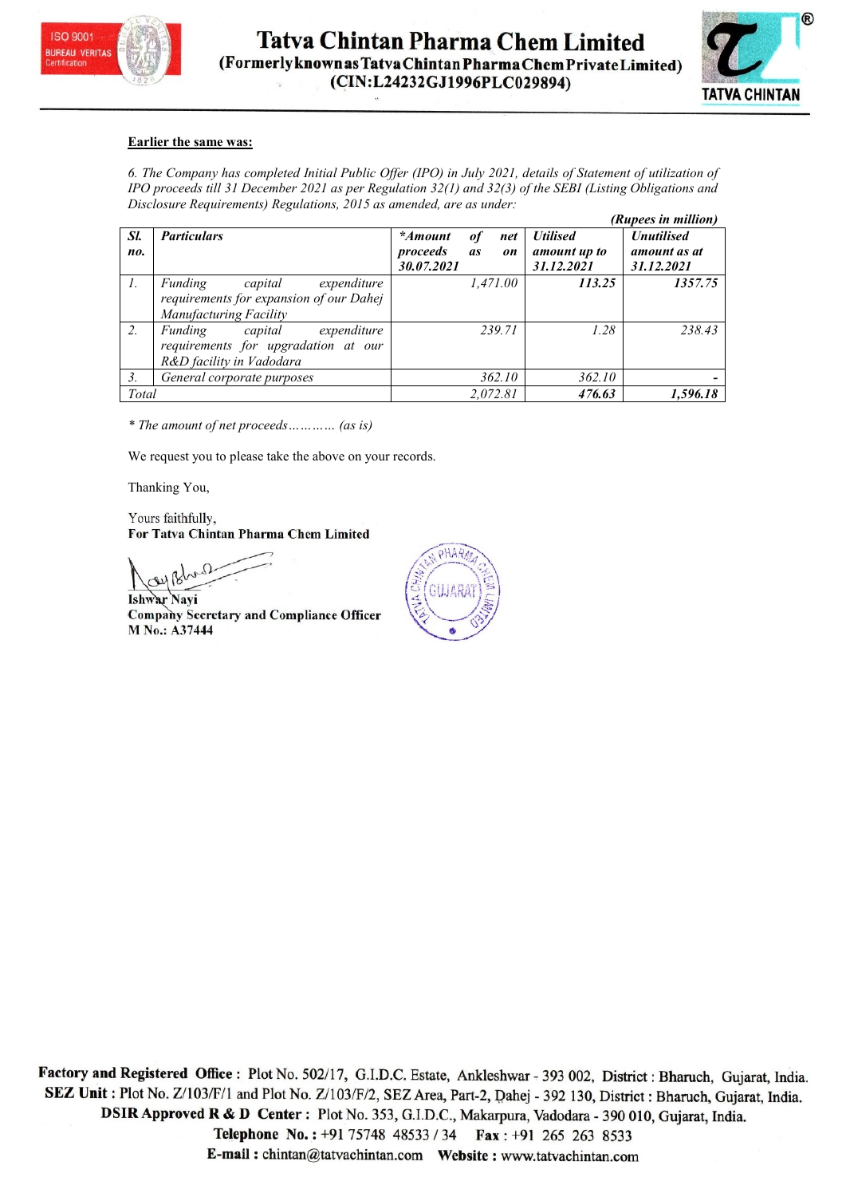**Earlier the same was:**

*6. The Company has completed Initial Public Offer (IPO) in July 2021, details of Statement of utilization of IPO proceeds till 31 December 2021 as per Regulation 32(1) and 32(3) of the SEBI (Listing Obligations and Disclosure Requirements) Regulations, 2015 as amended, are as under:*

***(Rupees in million)***

| *Sl. no.* | *Particulars* | **Amount of net proceeds as on 30.07.2021* | *Utilised amount up to 31.12.2021* | *Unutilised amount as at 31.12.2021* |
|---|---|---|---|---|
| *1.* | *Funding capital expenditure requirements for expansion of our Dahej Manufacturing Facility* | *1,471.00* | ***113.25*** | ***1357.75*** |
| *2.* | *Funding capital expenditure requirements for upgradation at our R&D facility in Vadodara* | *239.71* | *1.28* | *238.43* |
| *3.* | *General corporate purposes* | *362.10* | *362.10* | *-* |
| *Total* | | *2,072.81* | ***476.63*** | ***1,596.18*** |

*\* The amount of net proceeds………… (as is)*

We request you to please take the above on your records.

Thanking You,

Yours faithfully,
**For Tatva Chintan Pharma Chem Limited**

**Ishwar Nayi**
**Company Secretary and Compliance Officer**
**M No.: A37444**